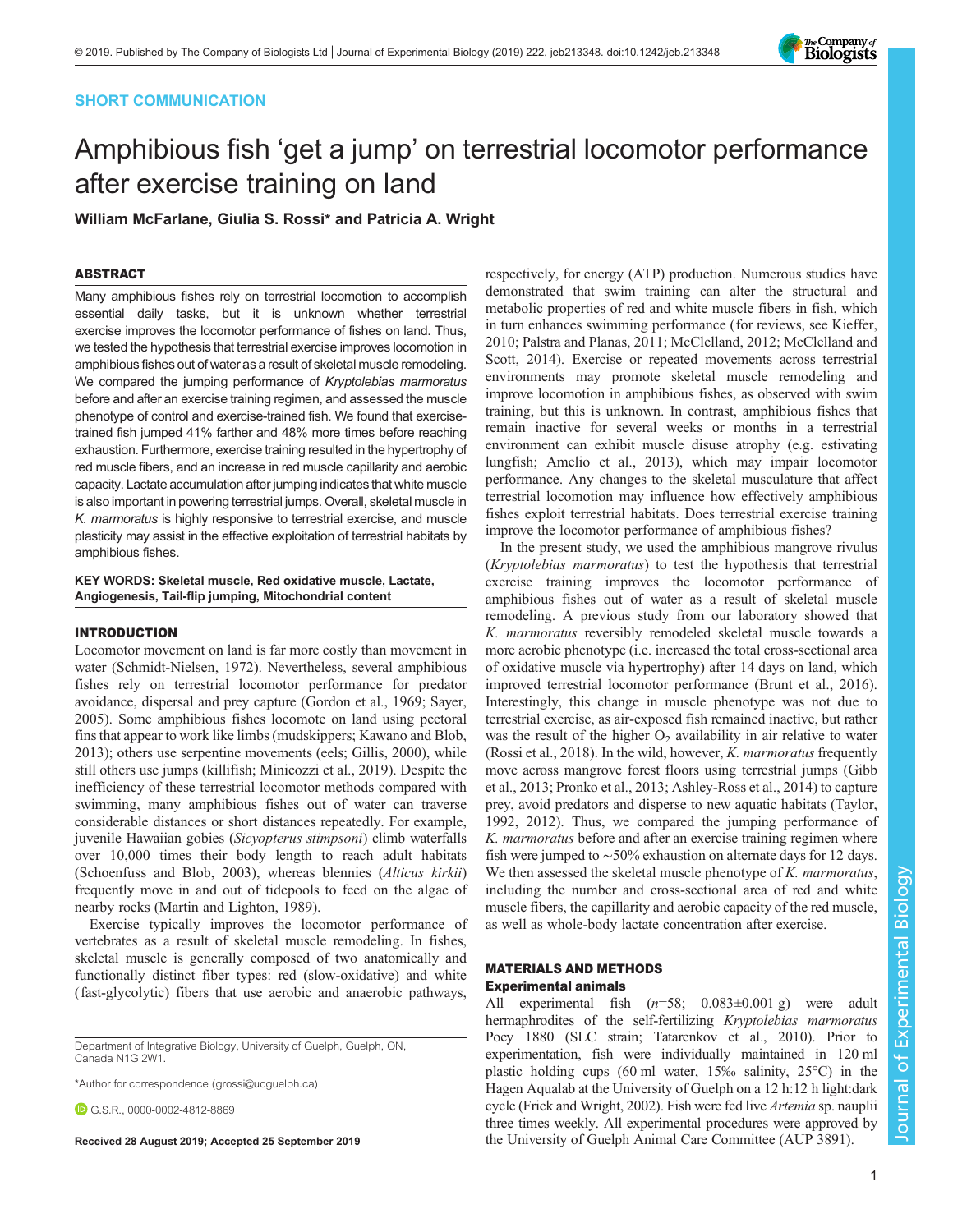SHORT COMMUNICATION

# Amphibious fish 'get a jump' on terrestrial locomotor performance after exercise training on land

**William McFarlane, Giulia S. Rossi* and Patricia A. Wright**

## ABSTRACT

Many amphibious fishes rely on terrestrial locomotion to accomplish essential daily tasks, but it is unknown whether terrestrial exercise improves the locomotor performance of fishes on land. Thus, we tested the hypothesis that terrestrial exercise improves locomotion in amphibious fishes out of water as a result of skeletal muscle remodeling. We compared the jumping performance of *Kryptolebias marmoratus* before and after an exercise training regimen, and assessed the muscle phenotype of control and exercise-trained fish. We found that exercise-trained fish jumped 41% farther and 48% more times before reaching exhaustion. Furthermore, exercise training resulted in the hypertrophy of red muscle fibers, and an increase in red muscle capillarity and aerobic capacity. Lactate accumulation after jumping indicates that white muscle is also important in powering terrestrial jumps. Overall, skeletal muscle in *K. marmoratus* is highly responsive to terrestrial exercise, and muscle plasticity may assist in the effective exploitation of terrestrial habitats by amphibious fishes.

**KEY WORDS: Skeletal muscle, Red oxidative muscle, Lactate, Angiogenesis, Tail-flip jumping, Mitochondrial content**

## INTRODUCTION

Locomotor movement on land is far more costly than movement in water (Schmidt-Nielsen, 1972). Nevertheless, several amphibious fishes rely on terrestrial locomotor performance for predator avoidance, dispersal and prey capture (Gordon et al., 1969; Sayer, 2005). Some amphibious fishes locomote on land using pectoral fins that appear to work like limbs (mudskippers; Kawano and Blob, 2013); others use serpentine movements (eels; Gillis, 2000), while still others use jumps (killifish; Minicozzi et al., 2019). Despite the inefficiency of these terrestrial locomotor methods compared with swimming, many amphibious fishes out of water can traverse considerable distances or short distances repeatedly. For example, juvenile Hawaiian gobies (*Sicyopterus stimpsoni*) climb waterfalls over 10,000 times their body length to reach adult habitats (Schoenfuss and Blob, 2003), whereas blennies (*Alticus kirkii*) frequently move in and out of tidepools to feed on the algae of nearby rocks (Martin and Lighton, 1989).

Exercise typically improves the locomotor performance of vertebrates as a result of skeletal muscle remodeling. In fishes, skeletal muscle is generally composed of two anatomically and functionally distinct fiber types: red (slow-oxidative) and white (fast-glycolytic) fibers that use aerobic and anaerobic pathways, respectively, for energy (ATP) production. Numerous studies have demonstrated that swim training can alter the structural and metabolic properties of red and white muscle fibers in fish, which in turn enhances swimming performance (for reviews, see Kieffer, 2010; Palstra and Planas, 2011; McClelland, 2012; McClelland and Scott, 2014). Exercise or repeated movements across terrestrial environments may promote skeletal muscle remodeling and improve locomotion in amphibious fishes, as observed with swim training, but this is unknown. In contrast, amphibious fishes that remain inactive for several weeks or months in a terrestrial environment can exhibit muscle disuse atrophy (e.g. estivating lungfish; Amelio et al., 2013), which may impair locomotor performance. Any changes to the skeletal musculature that affect terrestrial locomotion may influence how effectively amphibious fishes exploit terrestrial habitats. Does terrestrial exercise training improve the locomotor performance of amphibious fishes?

In the present study, we used the amphibious mangrove rivulus (*Kryptolebias marmoratus*) to test the hypothesis that terrestrial exercise training improves the locomotor performance of amphibious fishes out of water as a result of skeletal muscle remodeling. A previous study from our laboratory showed that *K. marmoratus* reversibly remodeled skeletal muscle towards a more aerobic phenotype (i.e. increased the total cross-sectional area of oxidative muscle via hypertrophy) after 14 days on land, which improved terrestrial locomotor performance (Brunt et al., 2016). Interestingly, this change in muscle phenotype was not due to terrestrial exercise, as air-exposed fish remained inactive, but rather was the result of the higher $O_2$ availability in air relative to water (Rossi et al., 2018). In the wild, however, *K. marmoratus* frequently move across mangrove forest floors using terrestrial jumps (Gibb et al., 2013; Pronko et al., 2013; Ashley-Ross et al., 2014) to capture prey, avoid predators and disperse to new aquatic habitats (Taylor, 1992, 2012). Thus, we compared the jumping performance of *K. marmoratus* before and after an exercise training regimen where fish were jumped to ∼50% exhaustion on alternate days for 12 days. We then assessed the skeletal muscle phenotype of *K. marmoratus*, including the number and cross-sectional area of red and white muscle fibers, the capillarity and aerobic capacity of the red muscle, as well as whole-body lactate concentration after exercise.

## MATERIALS AND METHODS

### Experimental animals

All experimental fish ($n$=58; 0.083±0.001 g) were adult hermaphrodites of the self-fertilizing *Kryptolebias marmoratus* Poey 1880 (SLC strain; Tatarenkov et al., 2010). Prior to experimentation, fish were individually maintained in 120 ml plastic holding cups (60 ml water, 15‰ salinity, 25°C) in the Hagen Aqualab at the University of Guelph on a 12 h:12 h light:dark cycle (Frick and Wright, 2002). Fish were fed live *Artemia* sp. nauplii three times weekly. All experimental procedures were approved by the University of Guelph Animal Care Committee (AUP 3891).

Department of Integrative Biology, University of Guelph, Guelph, ON, Canada N1G 2W1.

*Author for correspondence (grossi@uoguelph.ca)

G.S.R., 0000-0002-4812-8869

Received 28 August 2019; Accepted 25 September 2019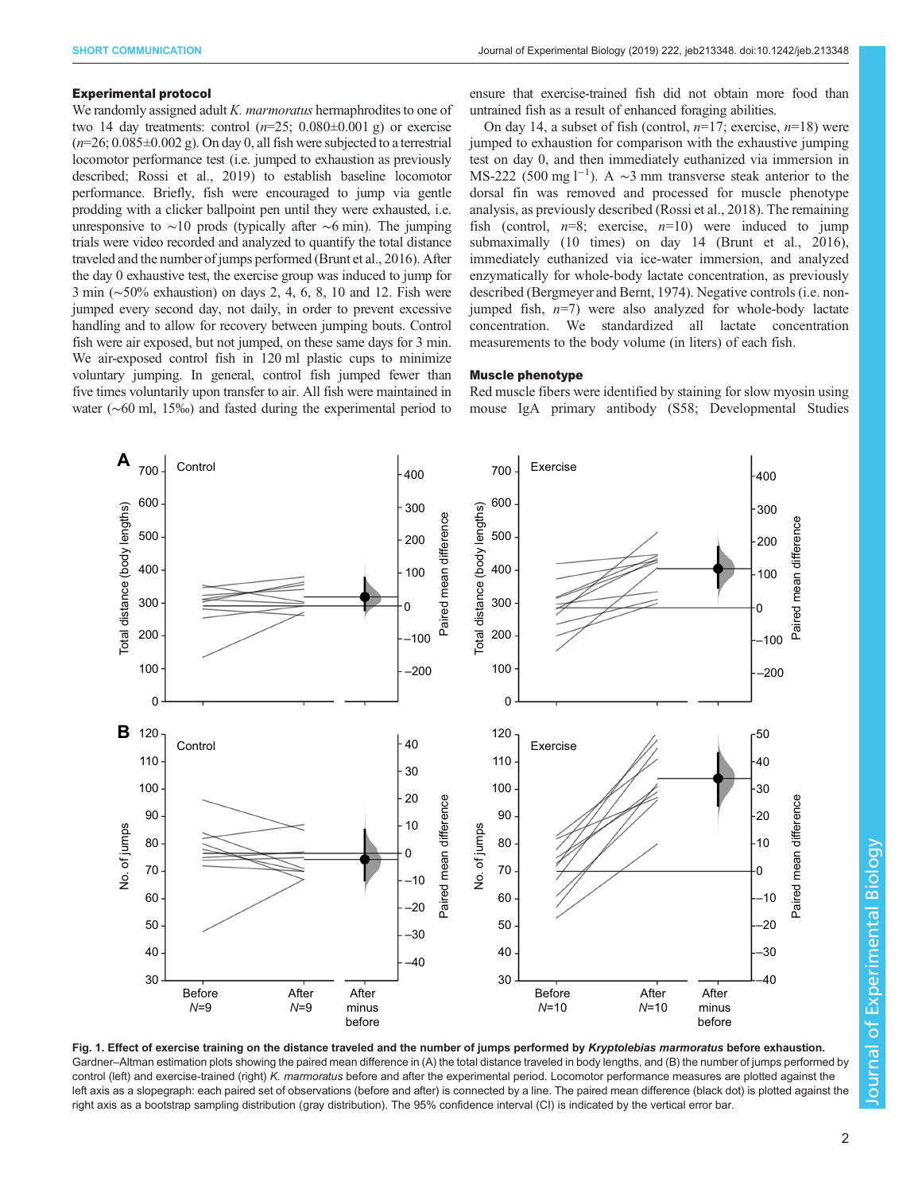### Experimental protocol

We randomly assigned adult *K. marmoratus* hermaphrodites to one of two 14 day treatments: control ($n$=25; 0.080±0.001 g) or exercise ($n$=26; 0.085±0.002 g). On day 0, all fish were subjected to a terrestrial locomotor performance test (i.e. jumped to exhaustion as previously described; Rossi et al., 2019) to establish baseline locomotor performance. Briefly, fish were encouraged to jump via gentle prodding with a clicker ballpoint pen until they were exhausted, i.e. unresponsive to ∼10 prods (typically after ∼6 min). The jumping trials were video recorded and analyzed to quantify the total distance traveled and the number of jumps performed (Brunt et al., 2016). After the day 0 exhaustive test, the exercise group was induced to jump for 3 min (∼50% exhaustion) on days 2, 4, 6, 8, 10 and 12. Fish were jumped every second day, not daily, in order to prevent excessive handling and to allow for recovery between jumping bouts. Control fish were air exposed, but not jumped, on these same days for 3 min. We air-exposed control fish in 120 ml plastic cups to minimize voluntary jumping. In general, control fish jumped fewer than five times voluntarily upon transfer to air. All fish were maintained in water (∼60 ml, 15‰) and fasted during the experimental period to ensure that exercise-trained fish did not obtain more food than untrained fish as a result of enhanced foraging abilities.

On day 14, a subset of fish (control, $n$=17; exercise, $n$=18) were jumped to exhaustion for comparison with the exhaustive jumping test on day 0, and then immediately euthanized via immersion in MS-222 (500 mg $l^{-1}$). A ∼3 mm transverse steak anterior to the dorsal fin was removed and processed for muscle phenotype analysis, as previously described (Rossi et al., 2018). The remaining fish (control, $n$=8; exercise, $n$=10) were induced to jump submaximally (10 times) on day 14 (Brunt et al., 2016), immediately euthanized via ice-water immersion, and analyzed enzymatically for whole-body lactate concentration, as previously described (Bergmeyer and Bernt, 1974). Negative controls (i.e. non-jumped fish, $n$=7) were also analyzed for whole-body lactate concentration. We standardized all lactate concentration measurements to the body volume (in liters) of each fish.

### Muscle phenotype

Red muscle fibers were identified by staining for slow myosin using mouse IgA primary antibody (S58; Developmental Studies

**Fig. 1. Effect of exercise training on the distance traveled and the number of jumps performed by *Kryptolebias marmoratus* before exhaustion.** Gardner–Altman estimation plots showing the paired mean difference in (A) the total distance traveled in body lengths, and (B) the number of jumps performed by control (left) and exercise-trained (right) *K. marmoratus* before and after the experimental period. Locomotor performance measures are plotted against the left axis as a slopegraph: each paired set of observations (before and after) is connected by a line. The paired mean difference (black dot) is plotted against the right axis as a bootstrap sampling distribution (gray distribution). The 95% confidence interval (CI) is indicated by the vertical error bar.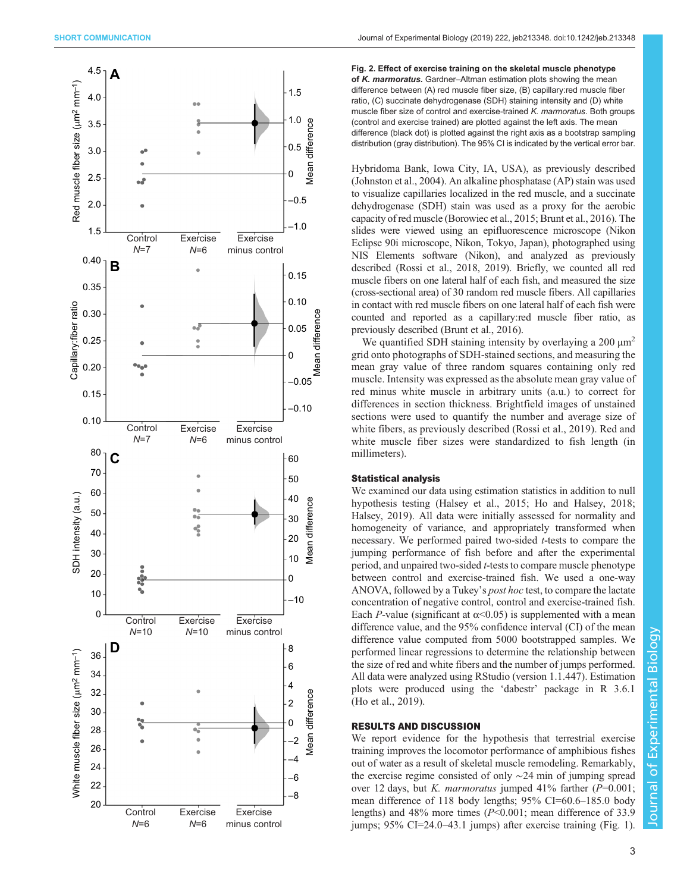**Fig. 2. Effect of exercise training on the skeletal muscle phenotype of *K. marmoratus*.** Gardner–Altman estimation plots showing the mean difference between (A) red muscle fiber size, (B) capillary:red muscle fiber ratio, (C) succinate dehydrogenase (SDH) staining intensity and (D) white muscle fiber size of control and exercise-trained *K. marmoratus*. Both groups (control and exercise trained) are plotted against the left axis. The mean difference (black dot) is plotted against the right axis as a bootstrap sampling distribution (gray distribution). The 95% CI is indicated by the vertical error bar.

Hybridoma Bank, Iowa City, IA, USA), as previously described (Johnston et al., 2004). An alkaline phosphatase (AP) stain was used to visualize capillaries localized in the red muscle, and a succinate dehydrogenase (SDH) stain was used as a proxy for the aerobic capacity of red muscle (Borowiec et al., 2015; Brunt et al., 2016). The slides were viewed using an epifluorescence microscope (Nikon Eclipse 90i microscope, Nikon, Tokyo, Japan), photographed using NIS Elements software (Nikon), and analyzed as previously described (Rossi et al., 2018, 2019). Briefly, we counted all red muscle fibers on one lateral half of each fish, and measured the size (cross-sectional area) of 30 random red muscle fibers. All capillaries in contact with red muscle fibers on one lateral half of each fish were counted and reported as a capillary:red muscle fiber ratio, as previously described (Brunt et al., 2016).

We quantified SDH staining intensity by overlaying a 200 $\mu m^2$ grid onto photographs of SDH-stained sections, and measuring the mean gray value of three random squares containing only red muscle. Intensity was expressed as the absolute mean gray value of red minus white muscle in arbitrary units (a.u.) to correct for differences in section thickness. Brightfield images of unstained sections were used to quantify the number and average size of white fibers, as previously described (Rossi et al., 2019). Red and white muscle fiber sizes were standardized to fish length (in millimeters).

### Statistical analysis

We examined our data using estimation statistics in addition to null hypothesis testing (Halsey et al., 2015; Ho and Halsey, 2018; Halsey, 2019). All data were initially assessed for normality and homogeneity of variance, and appropriately transformed when necessary. We performed paired two-sided *t*-tests to compare the jumping performance of fish before and after the experimental period, and unpaired two-sided *t*-tests to compare muscle phenotype between control and exercise-trained fish. We used a one-way ANOVA, followed by a Tukey's *post hoc* test, to compare the lactate concentration of negative control, control and exercise-trained fish. Each *P*-value (significant at $\alpha$<0.05) is supplemented with a mean difference value, and the 95% confidence interval (CI) of the mean difference value computed from 5000 bootstrapped samples. We performed linear regressions to determine the relationship between the size of red and white fibers and the number of jumps performed. All data were analyzed using RStudio (version 1.1.447). Estimation plots were produced using the 'dabestr' package in R 3.6.1 (Ho et al., 2019).

## RESULTS AND DISCUSSION

We report evidence for the hypothesis that terrestrial exercise training improves the locomotor performance of amphibious fishes out of water as a result of skeletal muscle remodeling. Remarkably, the exercise regime consisted of only ∼24 min of jumping spread over 12 days, but *K. marmoratus* jumped 41% farther (*P*=0.001; mean difference of 118 body lengths; 95% CI=60.6–185.0 body lengths) and 48% more times (*P*<0.001; mean difference of 33.9 jumps; 95% CI=24.0–43.1 jumps) after exercise training (Fig. 1).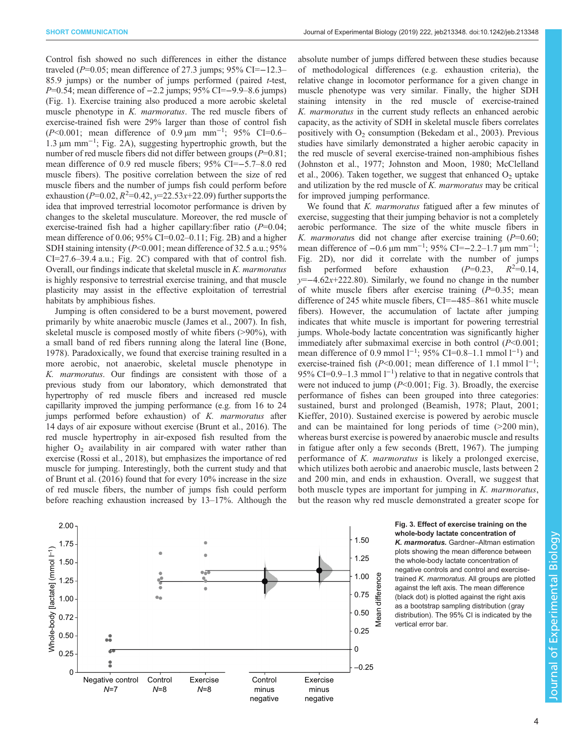Control fish showed no such differences in either the distance traveled ($P$=0.05; mean difference of 27.3 jumps; 95% CI=−12.3–85.9 jumps) or the number of jumps performed (paired $t$-test, $P$=0.54; mean difference of −2.2 jumps; 95% CI=−9.9–8.6 jumps) (Fig. 1). Exercise training also produced a more aerobic skeletal muscle phenotype in *K. marmoratus*. The red muscle fibers of exercise-trained fish were 29% larger than those of control fish ($P$<0.001; mean difference of 0.9 µm mm$^{-1}$; 95% CI=0.6–1.3 µm mm$^{-1}$; Fig. 2A), suggesting hypertrophic growth, but the number of red muscle fibers did not differ between groups ($P$=0.81; mean difference of 0.9 red muscle fibers; 95% CI=−5.7–8.0 red muscle fibers). The positive correlation between the size of red muscle fibers and the number of jumps fish could perform before exhaustion ($P$=0.02, $R^2$=0.42, $y$=22.53$x$+22.09) further supports the idea that improved terrestrial locomotor performance is driven by changes to the skeletal musculature. Moreover, the red muscle of exercise-trained fish had a higher capillary:fiber ratio ($P$=0.04; mean difference of 0.06; 95% CI=0.02–0.11; Fig. 2B) and a higher SDH staining intensity ($P$<0.001; mean difference of 32.5 a.u.; 95% CI=27.6–39.4 a.u.; Fig. 2C) compared with that of control fish. Overall, our findings indicate that skeletal muscle in *K. marmoratus* is highly responsive to terrestrial exercise training, and that muscle plasticity may assist in the effective exploitation of terrestrial habitats by amphibious fishes.

Jumping is often considered to be a burst movement, powered primarily by white anaerobic muscle (James et al., 2007). In fish, skeletal muscle is composed mostly of white fibers (>90%), with a small band of red fibers running along the lateral line (Bone, 1978). Paradoxically, we found that exercise training resulted in a more aerobic, not anaerobic, skeletal muscle phenotype in *K. marmoratus*. Our findings are consistent with those of a previous study from our laboratory, which demonstrated that hypertrophy of red muscle fibers and increased red muscle capillarity improved the jumping performance (e.g. from 16 to 24 jumps performed before exhaustion) of *K. marmoratus* after 14 days of air exposure without exercise (Brunt et al., 2016). The red muscle hypertrophy in air-exposed fish resulted from the higher $O_2$ availability in air compared with water rather than exercise (Rossi et al., 2018), but emphasizes the importance of red muscle for jumping. Interestingly, both the current study and that of Brunt et al. (2016) found that for every 10% increase in the size of red muscle fibers, the number of jumps fish could perform before reaching exhaustion increased by 13–17%. Although the absolute number of jumps differed between these studies because of methodological differences (e.g. exhaustion criteria), the relative change in locomotor performance for a given change in muscle phenotype was very similar. Finally, the higher SDH staining intensity in the red muscle of exercise-trained *K. marmoratus* in the current study reflects an enhanced aerobic capacity, as the activity of SDH in skeletal muscle fibers correlates positively with $O_2$ consumption (Bekedam et al., 2003). Previous studies have similarly demonstrated a higher aerobic capacity in the red muscle of several exercise-trained non-amphibious fishes (Johnston et al., 1977; Johnston and Moon, 1980; McClelland et al., 2006). Taken together, we suggest that enhanced $O_2$ uptake and utilization by the red muscle of *K. marmoratus* may be critical for improved jumping performance.

We found that *K. marmoratus* fatigued after a few minutes of exercise, suggesting that their jumping behavior is not a completely aerobic performance. The size of the white muscle fibers in *K. marmoratus* did not change after exercise training ($P$=0.60; mean difference of −0.6 µm mm$^{-1}$; 95% CI=−2.2–1.7 µm mm$^{-1}$; Fig. 2D), nor did it correlate with the number of jumps fish performed before exhaustion ($P$=0.23, $R^2$=0.14, $y$=−4.62$x$+222.80). Similarly, we found no change in the number of white muscle fibers after exercise training ($P$=0.35; mean difference of 245 white muscle fibers, CI=−485–861 white muscle fibers). However, the accumulation of lactate after jumping indicates that white muscle is important for powering terrestrial jumps. Whole-body lactate concentration was significantly higher immediately after submaximal exercise in both control ($P$<0.001; mean difference of 0.9 mmol l$^{-1}$; 95% CI=0.8–1.1 mmol l$^{-1}$) and exercise-trained fish ($P$<0.001; mean difference of 1.1 mmol l$^{-1}$; 95% CI=0.9–1.3 mmol l$^{-1}$) relative to that in negative controls that were not induced to jump ($P$<0.001; Fig. 3). Broadly, the exercise performance of fishes can been grouped into three categories: sustained, burst and prolonged (Beamish, 1978; Plaut, 2001; Kieffer, 2010). Sustained exercise is powered by aerobic muscle and can be maintained for long periods of time (>200 min), whereas burst exercise is powered by anaerobic muscle and results in fatigue after only a few seconds (Brett, 1967). The jumping performance of *K. marmoratus* is likely a prolonged exercise, which utilizes both aerobic and anaerobic muscle, lasts between 2 and 200 min, and ends in exhaustion. Overall, we suggest that both muscle types are important for jumping in *K. marmoratus*, but the reason why red muscle demonstrated a greater scope for

**Fig. 3. Effect of exercise training on the whole-body lactate concentration of *K. marmoratus*.** Gardner–Altman estimation plots showing the mean difference between the whole-body lactate concentration of negative controls and control and exercise-trained *K. marmoratus*. All groups are plotted against the left axis. The mean difference (black dot) is plotted against the right axis as a bootstrap sampling distribution (gray distribution). The 95% CI is indicated by the vertical error bar.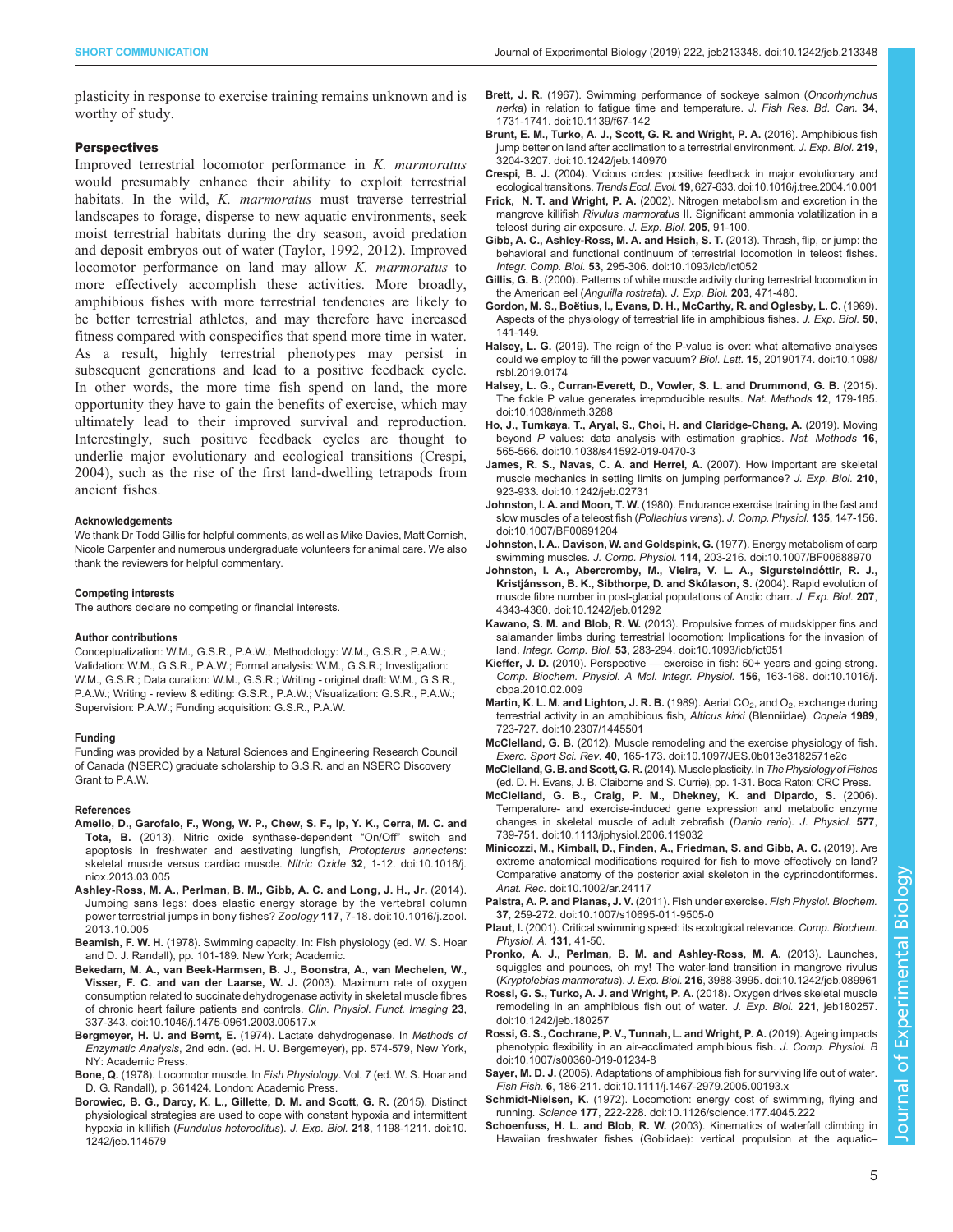plasticity in response to exercise training remains unknown and is worthy of study.

### Perspectives

Improved terrestrial locomotor performance in *K. marmoratus* would presumably enhance their ability to exploit terrestrial habitats. In the wild, *K. marmoratus* must traverse terrestrial landscapes to forage, disperse to new aquatic environments, seek moist terrestrial habitats during the dry season, avoid predation and deposit embryos out of water (Taylor, 1992, 2012). Improved locomotor performance on land may allow *K. marmoratus* to more effectively accomplish these activities. More broadly, amphibious fishes with more terrestrial tendencies are likely to be better terrestrial athletes, and may therefore have increased fitness compared with conspecifics that spend more time in water. As a result, highly terrestrial phenotypes may persist in subsequent generations and lead to a positive feedback cycle. In other words, the more time fish spend on land, the more opportunity they have to gain the benefits of exercise, which may ultimately lead to their improved survival and reproduction. Interestingly, such positive feedback cycles are thought to underlie major evolutionary and ecological transitions (Crespi, 2004), such as the rise of the first land-dwelling tetrapods from ancient fishes.

#### Acknowledgements

We thank Dr Todd Gillis for helpful comments, as well as Mike Davies, Matt Cornish, Nicole Carpenter and numerous undergraduate volunteers for animal care. We also thank the reviewers for helpful commentary.

#### Competing interests

The authors declare no competing or financial interests.

#### Author contributions

Conceptualization: W.M., G.S.R., P.A.W.; Methodology: W.M., G.S.R., P.A.W.; Validation: W.M., G.S.R., P.A.W.; Formal analysis: W.M., G.S.R.; Investigation: W.M., G.S.R.; Data curation: W.M., G.S.R.; Writing - original draft: W.M., G.S.R., P.A.W.; Writing - review & editing: G.S.R., P.A.W.; Visualization: G.S.R., P.A.W.; Supervision: P.A.W.; Funding acquisition: G.S.R., P.A.W.

#### Funding

Funding was provided by a Natural Sciences and Engineering Research Council of Canada (NSERC) graduate scholarship to G.S.R. and an NSERC Discovery Grant to P.A.W.

#### References

**Amelio, D., Garofalo, F., Wong, W. P., Chew, S. F., Ip, Y. K., Cerra, M. C. and Tota, B.** (2013). Nitric oxide synthase-dependent "On/Off" switch and apoptosis in freshwater and aestivating lungfish, *Protopterus annectens*: skeletal muscle versus cardiac muscle. *Nitric Oxide* **32**, 1-12. doi:10.1016/j.niox.2013.03.005

**Ashley-Ross, M. A., Perlman, B. M., Gibb, A. C. and Long, J. H., Jr.** (2014). Jumping sans legs: does elastic energy storage by the vertebral column power terrestrial jumps in bony fishes? *Zoology* **117**, 7-18. doi:10.1016/j.zool.2013.10.005

**Beamish, F. W. H.** (1978). Swimming capacity. In: Fish physiology (ed. W. S. Hoar and D. J. Randall), pp. 101-189. New York; Academic.

**Bekedam, M. A., van Beek-Harmsen, B. J., Boonstra, A., van Mechelen, W., Visser, F. C. and van der Laarse, W. J.** (2003). Maximum rate of oxygen consumption related to succinate dehydrogenase activity in skeletal muscle fibres of chronic heart failure patients and controls. *Clin. Physiol. Funct. Imaging* **23**, 337-343. doi:10.1046/j.1475-0961.2003.00517.x

**Bergmeyer, H. U. and Bernt, E.** (1974). Lactate dehydrogenase. In *Methods of Enzymatic Analysis*, 2nd edn. (ed. H. U. Bergemeyer), pp. 574-579, New York, NY: Academic Press.

**Bone, Q.** (1978). Locomotor muscle. In *Fish Physiology*. Vol. 7 (ed. W. S. Hoar and D. G. Randall), p. 361424. London: Academic Press.

**Borowiec, B. G., Darcy, K. L., Gillette, D. M. and Scott, G. R.** (2015). Distinct physiological strategies are used to cope with constant hypoxia and intermittent hypoxia in killifish (*Fundulus heteroclitus*). *J. Exp. Biol.* **218**, 1198-1211. doi:10.1242/jeb.114579

**Brett, J. R.** (1967). Swimming performance of sockeye salmon (*Oncorhynchus nerka*) in relation to fatigue time and temperature. *J. Fish Res. Bd. Can.* **34**, 1731-1741. doi:10.1139/f67-142

**Brunt, E. M., Turko, A. J., Scott, G. R. and Wright, P. A.** (2016). Amphibious fish jump better on land after acclimation to a terrestrial environment. *J. Exp. Biol.* **219**, 3204-3207. doi:10.1242/jeb.140970

**Crespi, B. J.** (2004). Vicious circles: positive feedback in major evolutionary and ecological transitions. *Trends Ecol. Evol.* **19**, 627-633. doi:10.1016/j.tree.2004.10.001

**Frick, N. T. and Wright, P. A.** (2002). Nitrogen metabolism and excretion in the mangrove killifish *Rivulus marmoratus* II. Significant ammonia volatilization in a teleost during air exposure. *J. Exp. Biol.* **205**, 91-100.

**Gibb, A. C., Ashley-Ross, M. A. and Hsieh, S. T.** (2013). Thrash, flip, or jump: the behavioral and functional continuum of terrestrial locomotion in teleost fishes. *Integr. Comp. Biol.* **53**, 295-306. doi:10.1093/icb/ict052

**Gillis, G. B.** (2000). Patterns of white muscle activity during terrestrial locomotion in the American eel (*Anguilla rostrata*). *J. Exp. Biol.* **203**, 471-480.

**Gordon, M. S., Boëtius, I., Evans, D. H., McCarthy, R. and Oglesby, L. C.** (1969). Aspects of the physiology of terrestrial life in amphibious fishes. *J. Exp. Biol.* **50**, 141-149.

**Halsey, L. G.** (2019). The reign of the P-value is over: what alternative analyses could we employ to fill the power vacuum? *Biol. Lett.* **15**, 20190174. doi:10.1098/rsbl.2019.0174

**Halsey, L. G., Curran-Everett, D., Vowler, S. L. and Drummond, G. B.** (2015). The fickle P value generates irreproducible results. *Nat. Methods* **12**, 179-185. doi:10.1038/nmeth.3288

**Ho, J., Tumkaya, T., Aryal, S., Choi, H. and Claridge-Chang, A.** (2019). Moving beyond *P* values: data analysis with estimation graphics. *Nat. Methods* **16**, 565-566. doi:10.1038/s41592-019-0470-3

**James, R. S., Navas, C. A. and Herrel, A.** (2007). How important are skeletal muscle mechanics in setting limits on jumping performance? *J. Exp. Biol.* **210**, 923-933. doi:10.1242/jeb.02731

**Johnston, I. A. and Moon, T. W.** (1980). Endurance exercise training in the fast and slow muscles of a teleost fish (*Pollachius virens*). *J. Comp. Physiol.* **135**, 147-156. doi:10.1007/BF00691204

**Johnston, I. A., Davison, W. and Goldspink, G.** (1977). Energy metabolism of carp swimming muscles. *J. Comp. Physiol.* **114**, 203-216. doi:10.1007/BF00688970

**Johnston, I. A., Abercromby, M., Vieira, V. L. A., Sigursteindóttir, R. J., Kristjánsson, B. K., Sibthorpe, D. and Skúlason, S.** (2004). Rapid evolution of muscle fibre number in post-glacial populations of Arctic charr. *J. Exp. Biol.* **207**, 4343-4360. doi:10.1242/jeb.01292

**Kawano, S. M. and Blob, R. W.** (2013). Propulsive forces of mudskipper fins and salamander limbs during terrestrial locomotion: Implications for the invasion of land. *Integr. Comp. Biol.* **53**, 283-294. doi:10.1093/icb/ict051

**Kieffer, J. D.** (2010). Perspective — exercise in fish: 50+ years and going strong. *Comp. Biochem. Physiol. A Mol. Integr. Physiol.* **156**, 163-168. doi:10.1016/j.cbpa.2010.02.009

**Martin, K. L. M. and Lighton, J. R. B.** (1989). Aerial $CO_2$, and $O_2$, exchange during terrestrial activity in an amphibious fish, *Alticus kirki* (Blenniidae). *Copeia* **1989**, 723-727. doi:10.2307/1445501

**McClelland, G. B.** (2012). Muscle remodeling and the exercise physiology of fish. *Exerc. Sport Sci. Rev.* **40**, 165-173. doi:10.1097/JES.0b013e3182571e2c

**McClelland, G. B. and Scott, G. R.** (2014). Muscle plasticity. In *The Physiology of Fishes* (ed. D. H. Evans, J. B. Claiborne and S. Currie), pp. 1-31. Boca Raton: CRC Press.

**McClelland, G. B., Craig, P. M., Dhekney, K. and Dipardo, S.** (2006). Temperature- and exercise-induced gene expression and metabolic enzyme changes in skeletal muscle of adult zebrafish (*Danio rerio*). *J. Physiol.* **577**, 739-751. doi:10.1113/jphysiol.2006.119032

**Minicozzi, M., Kimball, D., Finden, A., Friedman, S. and Gibb, A. C.** (2019). Are extreme anatomical modifications required for fish to move effectively on land? Comparative anatomy of the posterior axial skeleton in the cyprinodontiformes. *Anat. Rec.* doi:10.1002/ar.24117

**Palstra, A. P. and Planas, J. V.** (2011). Fish under exercise. *Fish Physiol. Biochem.* **37**, 259-272. doi:10.1007/s10695-011-9505-0

**Plaut, I.** (2001). Critical swimming speed: its ecological relevance. *Comp. Biochem. Physiol. A.* **131**, 41-50.

**Pronko, A. J., Perlman, B. M. and Ashley-Ross, M. A.** (2013). Launches, squiggles and pounces, oh my! The water-land transition in mangrove rivulus (*Kryptolebias marmoratus*). *J. Exp. Biol.* **216**, 3988-3995. doi:10.1242/jeb.089961

**Rossi, G. S., Turko, A. J. and Wright, P. A.** (2018). Oxygen drives skeletal muscle remodeling in an amphibious fish out of water. *J. Exp. Biol.* **221**, jeb180257. doi:10.1242/jeb.180257

**Rossi, G. S., Cochrane, P. V., Tunnah, L. and Wright, P. A.** (2019). Ageing impacts phenotypic flexibility in an air-acclimated amphibious fish. *J. Comp. Physiol. B* doi:10.1007/s00360-019-01234-8

**Sayer, M. D. J.** (2005). Adaptations of amphibious fish for surviving life out of water. *Fish Fish.* **6**, 186-211. doi:10.1111/j.1467-2979.2005.00193.x

**Schmidt-Nielsen, K.** (1972). Locomotion: energy cost of swimming, flying and running. *Science* **177**, 222-228. doi:10.1126/science.177.4045.222

**Schoenfuss, H. L. and Blob, R. W.** (2003). Kinematics of waterfall climbing in Hawaiian freshwater fishes (Gobiidae): vertical propulsion at the aquatic–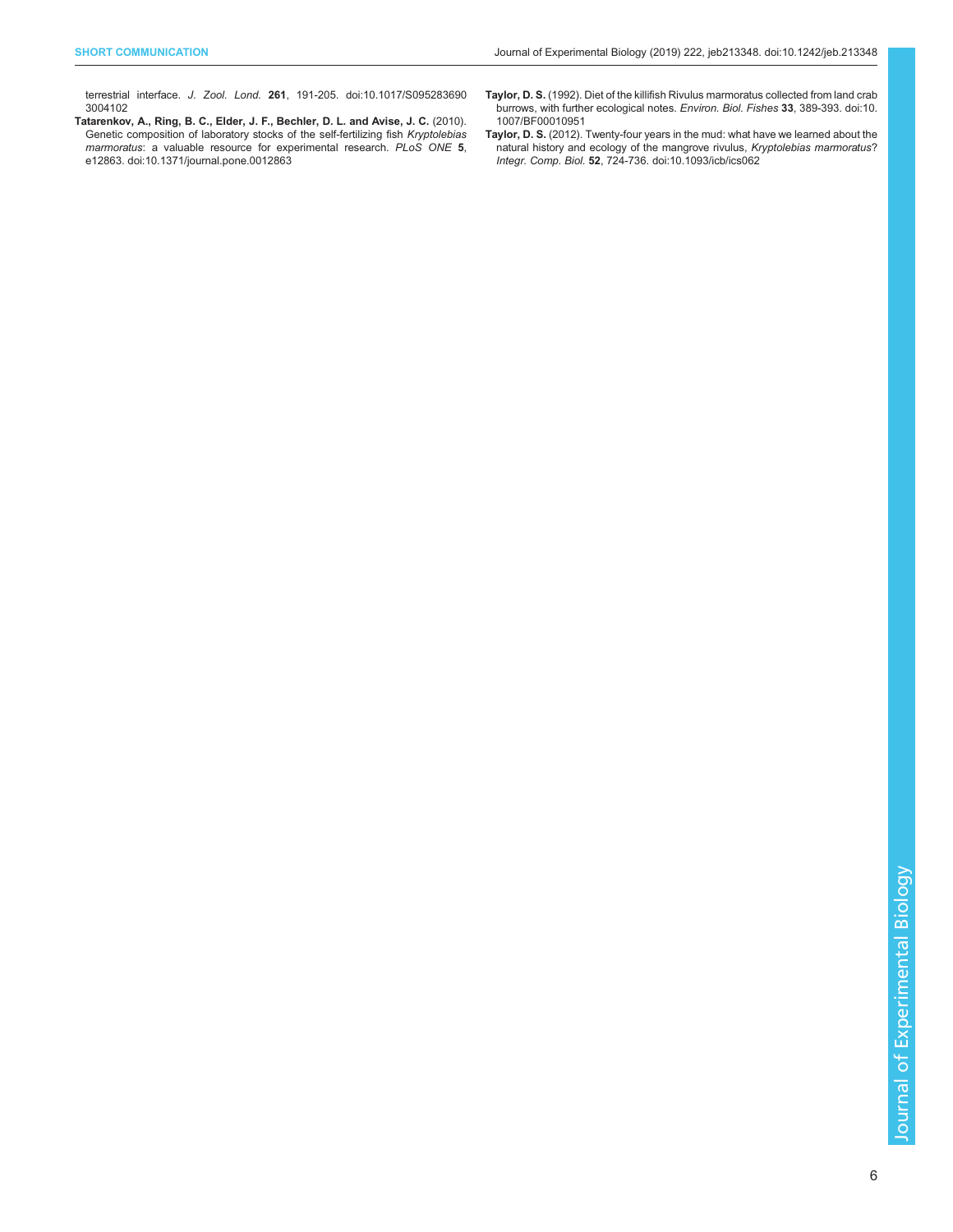terrestrial interface. *J. Zool. Lond.* **261**, 191-205. doi:10.1017/S0952836903004102

**Tatarenkov, A., Ring, B. C., Elder, J. F., Bechler, D. L. and Avise, J. C.** (2010). Genetic composition of laboratory stocks of the self-fertilizing fish *Kryptolebias marmoratus*: a valuable resource for experimental research. *PLoS ONE* **5**, e12863. doi:10.1371/journal.pone.0012863

**Taylor, D. S.** (1992). Diet of the killifish Rivulus marmoratus collected from land crab burrows, with further ecological notes. *Environ. Biol. Fishes* **33**, 389-393. doi:10.1007/BF00010951

**Taylor, D. S.** (2012). Twenty-four years in the mud: what have we learned about the natural history and ecology of the mangrove rivulus, *Kryptolebias marmoratus*? *Integr. Comp. Biol.* **52**, 724-736. doi:10.1093/icb/ics062